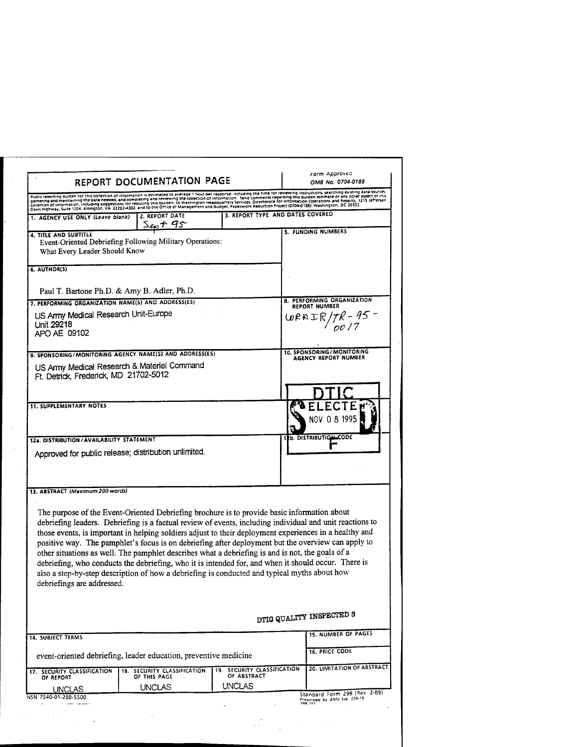# REPORT DOCUMENTATION PAGE

*Form Approved*
*OMB No. 0704-0188*

Public reporting burden for this collection of information is estimated to average 1 hour per response, including the time for reviewing instructions, searching existing data sources, gathering and maintaining the data needed, and completing and reviewing the collection of information. Send comments regarding this burden estimate or any other aspect of this collection of information, including suggestions for reducing this burden, to Washington Headquarters Services, Directorate for Information Operations and Reports, 1215 Jefferson Davis Highway, Suite 1204, Arlington, VA 22202-4302, and to the Office of Management and Budget, Paperwork Reduction Project (0704-0188), Washington, DC 20503.

**1. AGENCY USE ONLY** *(Leave blank)*

**2. REPORT DATE**
Sept 95

**3. REPORT TYPE AND DATES COVERED**

**4. TITLE AND SUBTITLE**
Event-Oriented Debriefing Following Military Operations: What Every Leader Should Know

**5. FUNDING NUMBERS**

**6. AUTHOR(S)**
Paul T. Bartone Ph.D. & Amy B. Adler, Ph.D.

**7. PERFORMING ORGANIZATION NAME(S) AND ADDRESS(ES)**
US Army Medical Research Unit-Europe
Unit 29218
APO AE 09102

**8. PERFORMING ORGANIZATION REPORT NUMBER**
WRAIR/TR-95-0017

**9. SPONSORING/MONITORING AGENCY NAME(S) AND ADDRESS(ES)**
US Army Medical Research & Materiel Command
Ft. Detrick, Frederick, MD 21702-5012

**10. SPONSORING/MONITORING AGENCY REPORT NUMBER**

DTIC ELECTE NOV 0 8 1995 F

**11. SUPPLEMENTARY NOTES**

**12a. DISTRIBUTION/AVAILABILITY STATEMENT**
Approved for public release; distribution unlimited.

**12b. DISTRIBUTION CODE**

**13. ABSTRACT** *(Maximum 200 words)*

The purpose of the Event-Oriented Debriefing brochure is to provide basic information about debriefing leaders. Debriefing is a factual review of events, including individual and unit reactions to those events, is important in helping soldiers adjust to their deployment experiences in a healthy and positive way. The pamphlet's focus is on debriefing after deployment but the overview can apply to other situations as well. The pamphlet describes what a debriefing is and is not, the goals of a debriefing, who conducts the debriefing, who it is intended for, and when it should occur. There is also a step-by-step description of how a debriefing is conducted and typical myths about how debriefings are addressed.

DTIC QUALITY INSPECTED 5

**14. SUBJECT TERMS**
event-oriented debriefing, leader education, preventive medicine

**15. NUMBER OF PAGES**

**16. PRICE CODE**

| 17. SECURITY CLASSIFICATION OF REPORT | 18. SECURITY CLASSIFICATION OF THIS PAGE | 19. SECURITY CLASSIFICATION OF ABSTRACT | 20. LIMITATION OF ABSTRACT |
|---|---|---|---|
| UNCLAS | UNCLAS | UNCLAS | |

NSN 7540-01-280-5500

Standard Form 298 (Rev. 2-89)
Prescribed by ANSI Std. Z39-18
298-102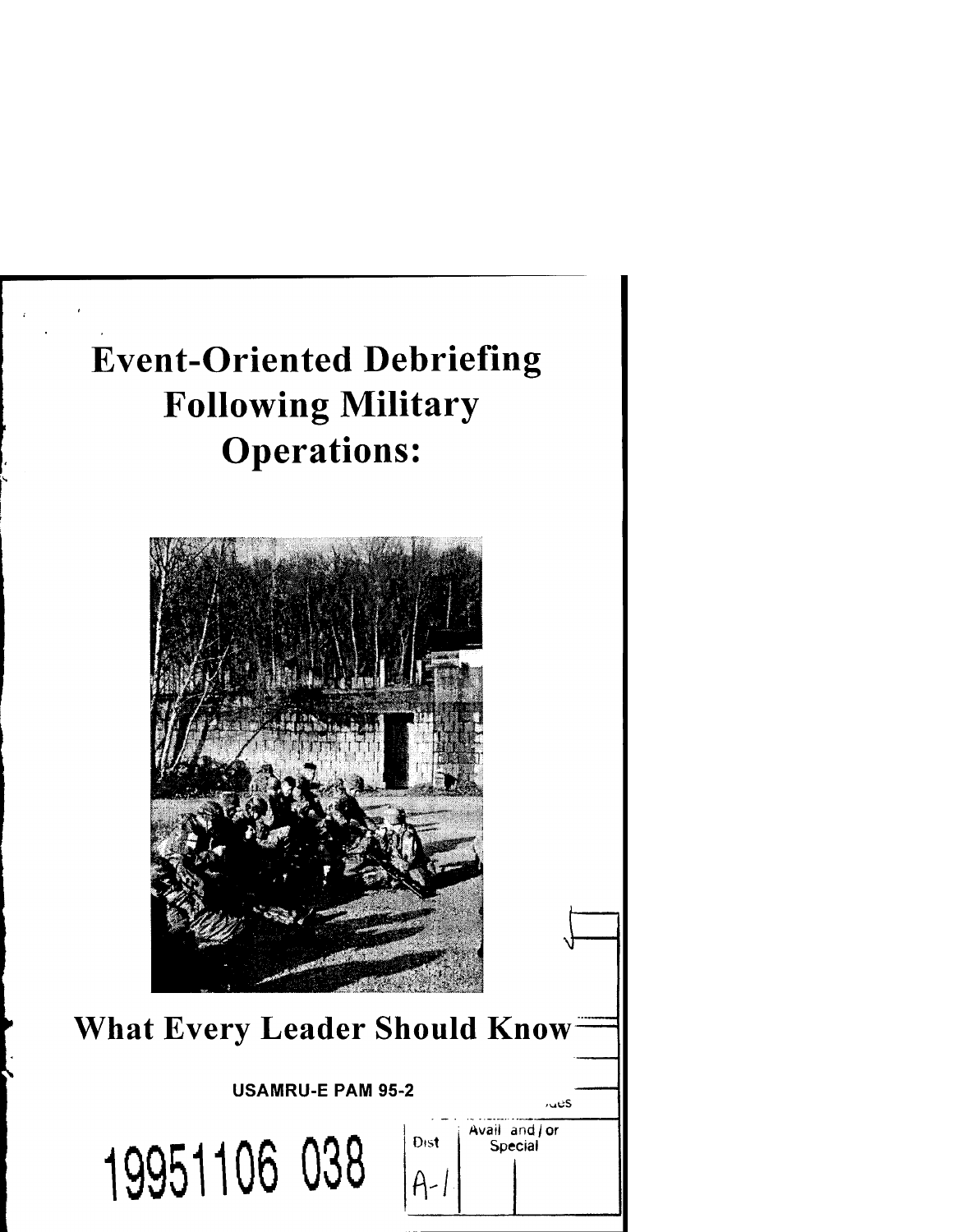# Event-Oriented Debriefing Following Military Operations:

## What Every Leader Should Know

**USAMRU-E PAM 95-2**

19951106 038

| Dist | Avail and / or Special |
|---|---|
| A-1 | |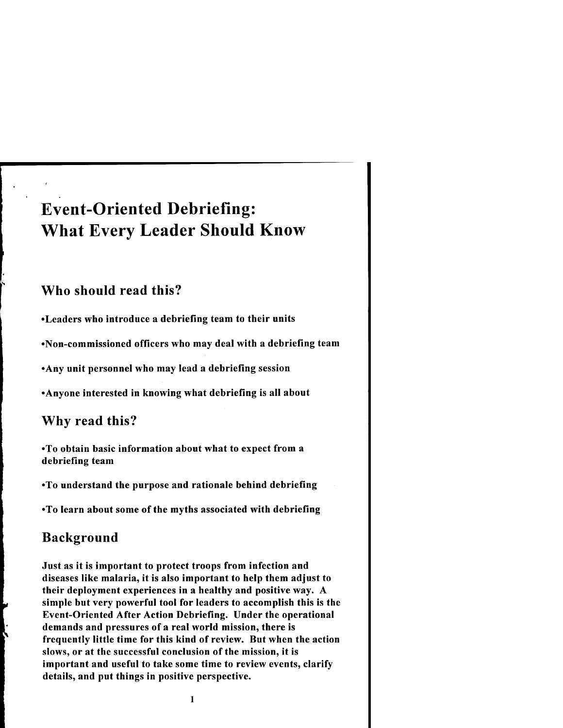# Event-Oriented Debriefing: What Every Leader Should Know

## Who should read this?

**•Leaders who introduce a debriefing team to their units**

**•Non-commissioned officers who may deal with a debriefing team**

**•Any unit personnel who may lead a debriefing session**

**•Anyone interested in knowing what debriefing is all about**

## Why read this?

**•To obtain basic information about what to expect from a debriefing team**

**•To understand the purpose and rationale behind debriefing**

**•To learn about some of the myths associated with debriefing**

## Background

**Just as it is important to protect troops from infection and diseases like malaria, it is also important to help them adjust to their deployment experiences in a healthy and positive way. A simple but very powerful tool for leaders to accomplish this is the Event-Oriented After Action Debriefing. Under the operational demands and pressures of a real world mission, there is frequently little time for this kind of review. But when the action slows, or at the successful conclusion of the mission, it is important and useful to take some time to review events, clarify details, and put things in positive perspective.**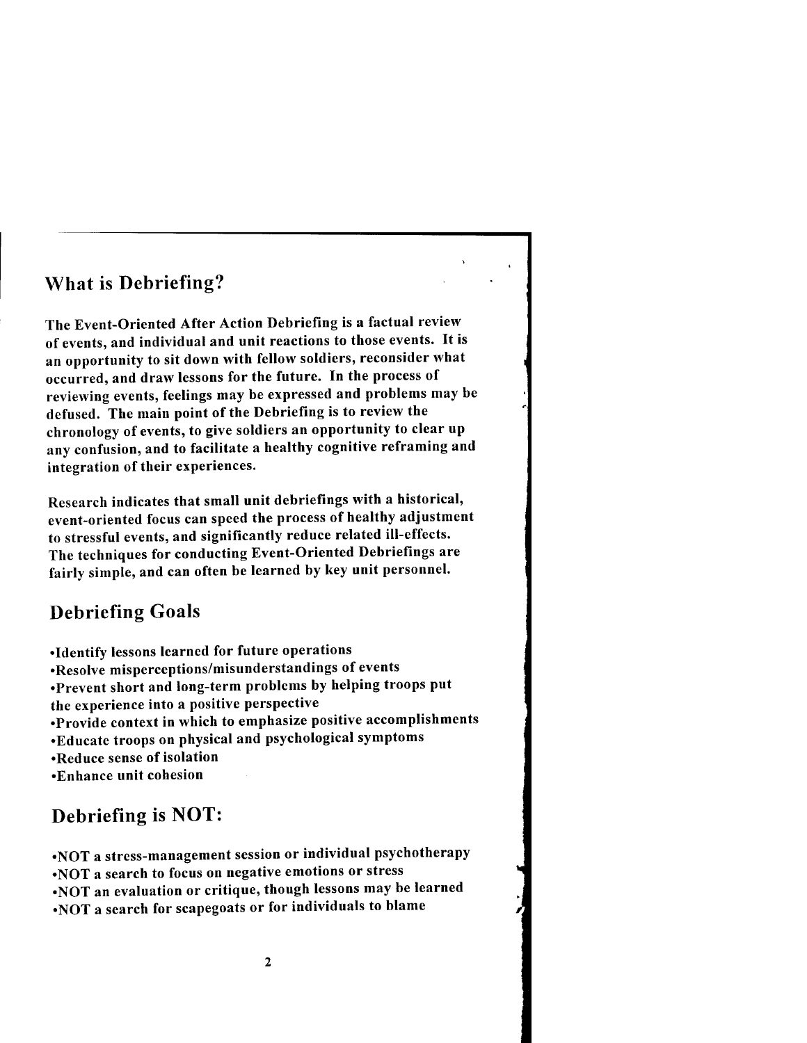## What is Debriefing?

The Event-Oriented After Action Debriefing is a factual review of events, and individual and unit reactions to those events. It is an opportunity to sit down with fellow soldiers, reconsider what occurred, and draw lessons for the future. In the process of reviewing events, feelings may be expressed and problems may be defused. The main point of the Debriefing is to review the chronology of events, to give soldiers an opportunity to clear up any confusion, and to facilitate a healthy cognitive reframing and integration of their experiences.

Research indicates that small unit debriefings with a historical, event-oriented focus can speed the process of healthy adjustment to stressful events, and significantly reduce related ill-effects. The techniques for conducting Event-Oriented Debriefings are fairly simple, and can often be learned by key unit personnel.

## Debriefing Goals

- Identify lessons learned for future operations
- Resolve misperceptions/misunderstandings of events
- Prevent short and long-term problems by helping troops put the experience into a positive perspective
- Provide context in which to emphasize positive accomplishments
- Educate troops on physical and psychological symptoms
- Reduce sense of isolation
- Enhance unit cohesion

## Debriefing is NOT:

- NOT a stress-management session or individual psychotherapy
- NOT a search to focus on negative emotions or stress
- NOT an evaluation or critique, though lessons may be learned
- NOT a search for scapegoats or for individuals to blame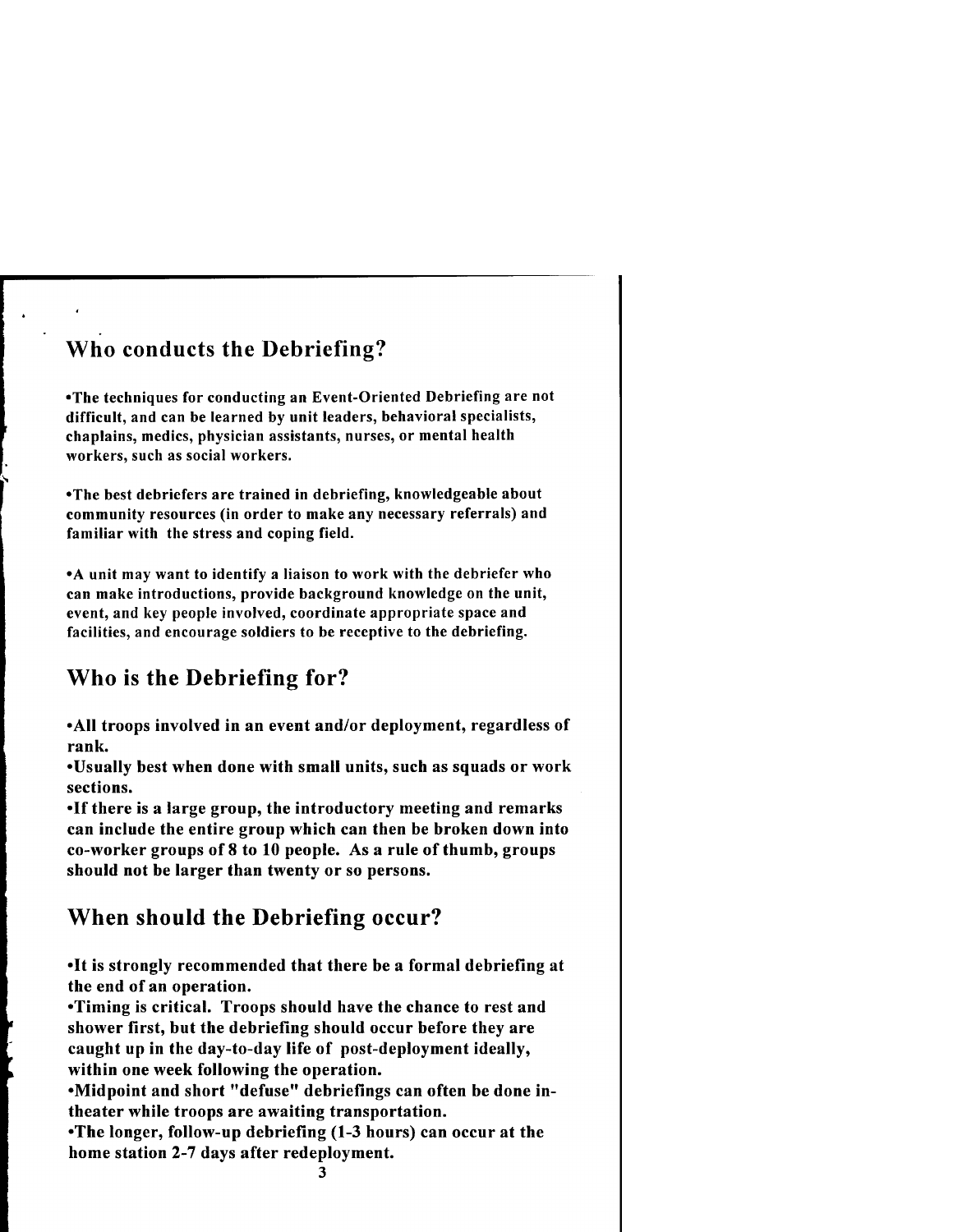## Who conducts the Debriefing?

- The techniques for conducting an Event-Oriented Debriefing are not difficult, and can be learned by unit leaders, behavioral specialists, chaplains, medics, physician assistants, nurses, or mental health workers, such as social workers.

- The best debriefers are trained in debriefing, knowledgeable about community resources (in order to make any necessary referrals) and familiar with the stress and coping field.

- A unit may want to identify a liaison to work with the debriefer who can make introductions, provide background knowledge on the unit, event, and key people involved, coordinate appropriate space and facilities, and encourage soldiers to be receptive to the debriefing.

## Who is the Debriefing for?

- **All troops involved in an event and/or deployment, regardless of rank.**
- **Usually best when done with small units, such as squads or work sections.**
- **If there is a large group, the introductory meeting and remarks can include the entire group which can then be broken down into co-worker groups of 8 to 10 people. As a rule of thumb, groups should not be larger than twenty or so persons.**

## When should the Debriefing occur?

- **It is strongly recommended that there be a formal debriefing at the end of an operation.**
- **Timing is critical. Troops should have the chance to rest and shower first, but the debriefing should occur before they are caught up in the day-to-day life of post-deployment ideally, within one week following the operation.**
- **Midpoint and short "defuse" debriefings can often be done in-theater while troops are awaiting transportation.**
- **The longer, follow-up debriefing (1-3 hours) can occur at the home station 2-7 days after redeployment.**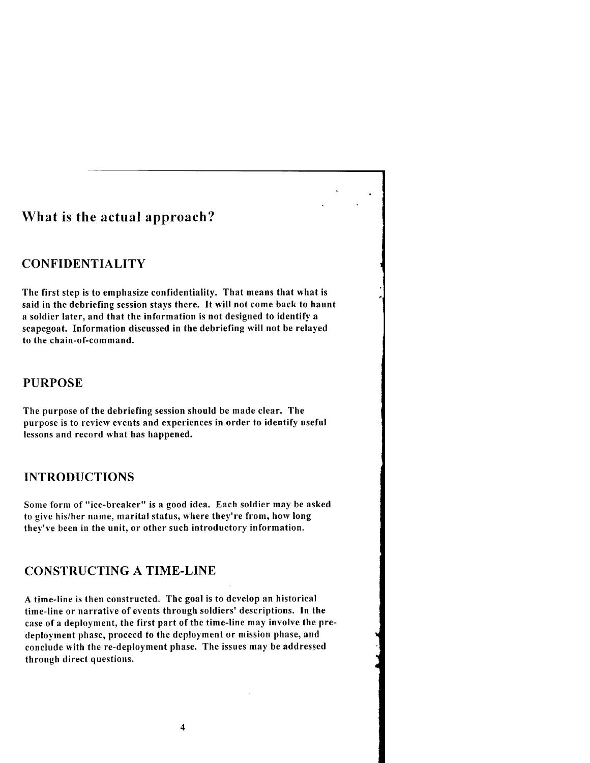## What is the actual approach?

### CONFIDENTIALITY

The first step is to emphasize confidentiality. That means that what is said in the debriefing session stays there. It will not come back to haunt a soldier later, and that the information is not designed to identify a scapegoat. Information discussed in the debriefing will not be relayed to the chain-of-command.

### PURPOSE

The purpose of the debriefing session should be made clear. The purpose is to review events and experiences in order to identify useful lessons and record what has happened.

### INTRODUCTIONS

Some form of "ice-breaker" is a good idea. Each soldier may be asked to give his/her name, marital status, where they're from, how long they've been in the unit, or other such introductory information.

### CONSTRUCTING A TIME-LINE

A time-line is then constructed. The goal is to develop an historical time-line or narrative of events through soldiers' descriptions. In the case of a deployment, the first part of the time-line may involve the pre-deployment phase, proceed to the deployment or mission phase, and conclude with the re-deployment phase. The issues may be addressed through direct questions.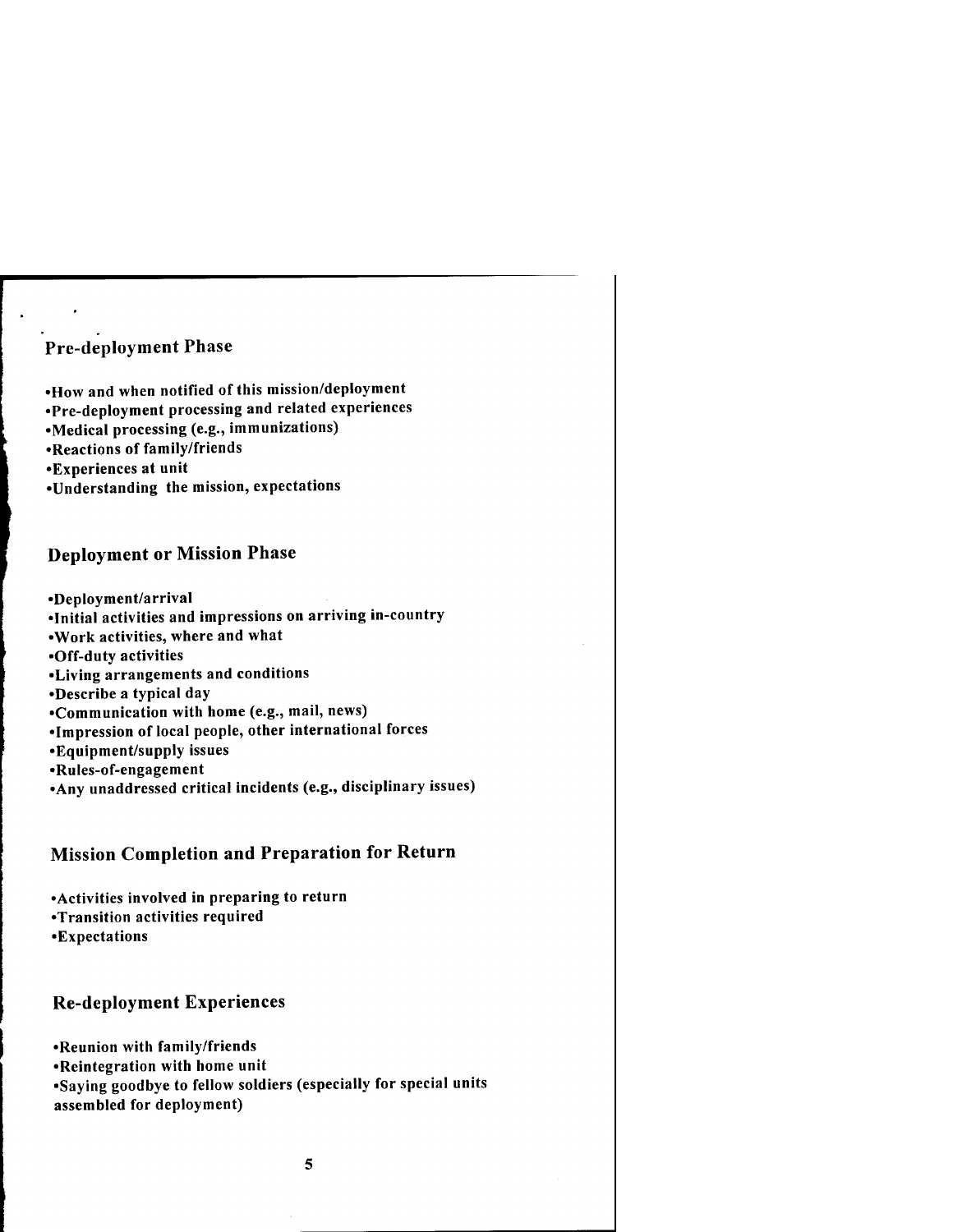## Pre-deployment Phase

- How and when notified of this mission/deployment
- Pre-deployment processing and related experiences
- Medical processing (e.g., immunizations)
- Reactions of family/friends
- Experiences at unit
- Understanding the mission, expectations

## Deployment or Mission Phase

- Deployment/arrival
- Initial activities and impressions on arriving in-country
- Work activities, where and what
- Off-duty activities
- Living arrangements and conditions
- Describe a typical day
- Communication with home (e.g., mail, news)
- Impression of local people, other international forces
- Equipment/supply issues
- Rules-of-engagement
- Any unaddressed critical incidents (e.g., disciplinary issues)

## Mission Completion and Preparation for Return

- Activities involved in preparing to return
- Transition activities required
- Expectations

## Re-deployment Experiences

- Reunion with family/friends
- Reintegration with home unit
- Saying goodbye to fellow soldiers (especially for special units assembled for deployment)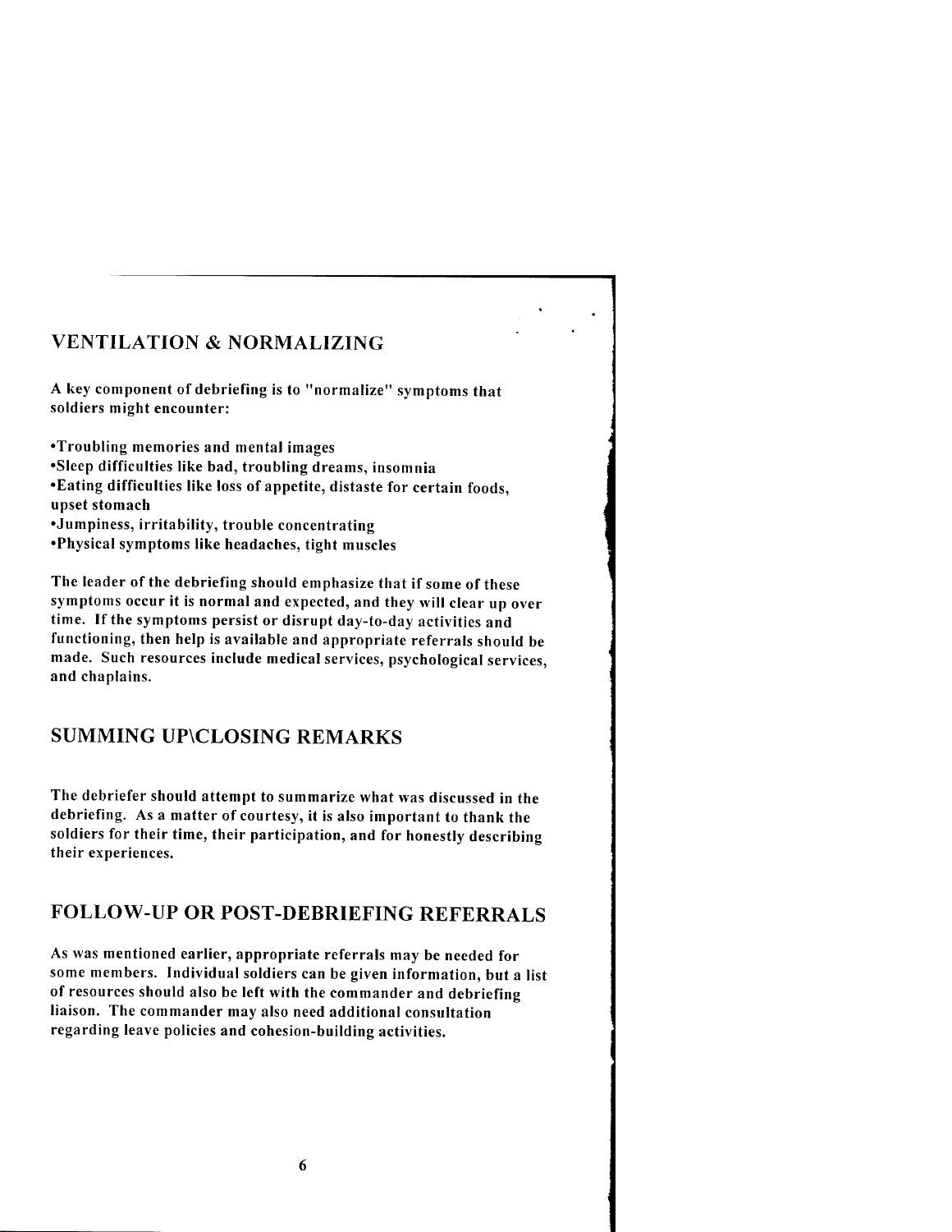## VENTILATION & NORMALIZING

A key component of debriefing is to "normalize" symptoms that soldiers might encounter:

- Troubling memories and mental images
- Sleep difficulties like bad, troubling dreams, insomnia
- Eating difficulties like loss of appetite, distaste for certain foods, upset stomach
- Jumpiness, irritability, trouble concentrating
- Physical symptoms like headaches, tight muscles

The leader of the debriefing should emphasize that if some of these symptoms occur it is normal and expected, and they will clear up over time. If the symptoms persist or disrupt day-to-day activities and functioning, then help is available and appropriate referrals should be made. Such resources include medical services, psychological services, and chaplains.

## SUMMING UP\CLOSING REMARKS

The debriefer should attempt to summarize what was discussed in the debriefing. As a matter of courtesy, it is also important to thank the soldiers for their time, their participation, and for honestly describing their experiences.

## FOLLOW-UP OR POST-DEBRIEFING REFERRALS

As was mentioned earlier, appropriate referrals may be needed for some members. Individual soldiers can be given information, but a list of resources should also be left with the commander and debriefing liaison. The commander may also need additional consultation regarding leave policies and cohesion-building activities.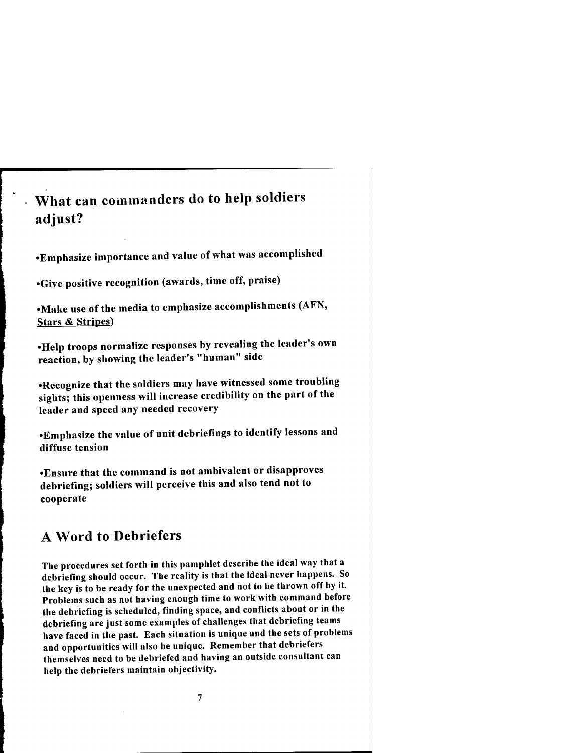## What can commanders do to help soldiers adjust?

- Emphasize importance and value of what was accomplished
- Give positive recognition (awards, time off, praise)
- Make use of the media to emphasize accomplishments (AFN, Stars & Stripes)
- Help troops normalize responses by revealing the leader's own reaction, by showing the leader's "human" side
- Recognize that the soldiers may have witnessed some troubling sights; this openness will increase credibility on the part of the leader and speed any needed recovery
- Emphasize the value of unit debriefings to identify lessons and diffuse tension
- Ensure that the command is not ambivalent or disapproves debriefing; soldiers will perceive this and also tend not to cooperate

## A Word to Debriefers

**The procedures set forth in this pamphlet describe the ideal way that a debriefing should occur. The reality is that the ideal never happens. So the key is to be ready for the unexpected and not to be thrown off by it. Problems such as not having enough time to work with command before the debriefing is scheduled, finding space, and conflicts about or in the debriefing are just some examples of challenges that debriefing teams have faced in the past. Each situation is unique and the sets of problems and opportunities will also be unique. Remember that debriefers themselves need to be debriefed and having an outside consultant can help the debriefers maintain objectivity.**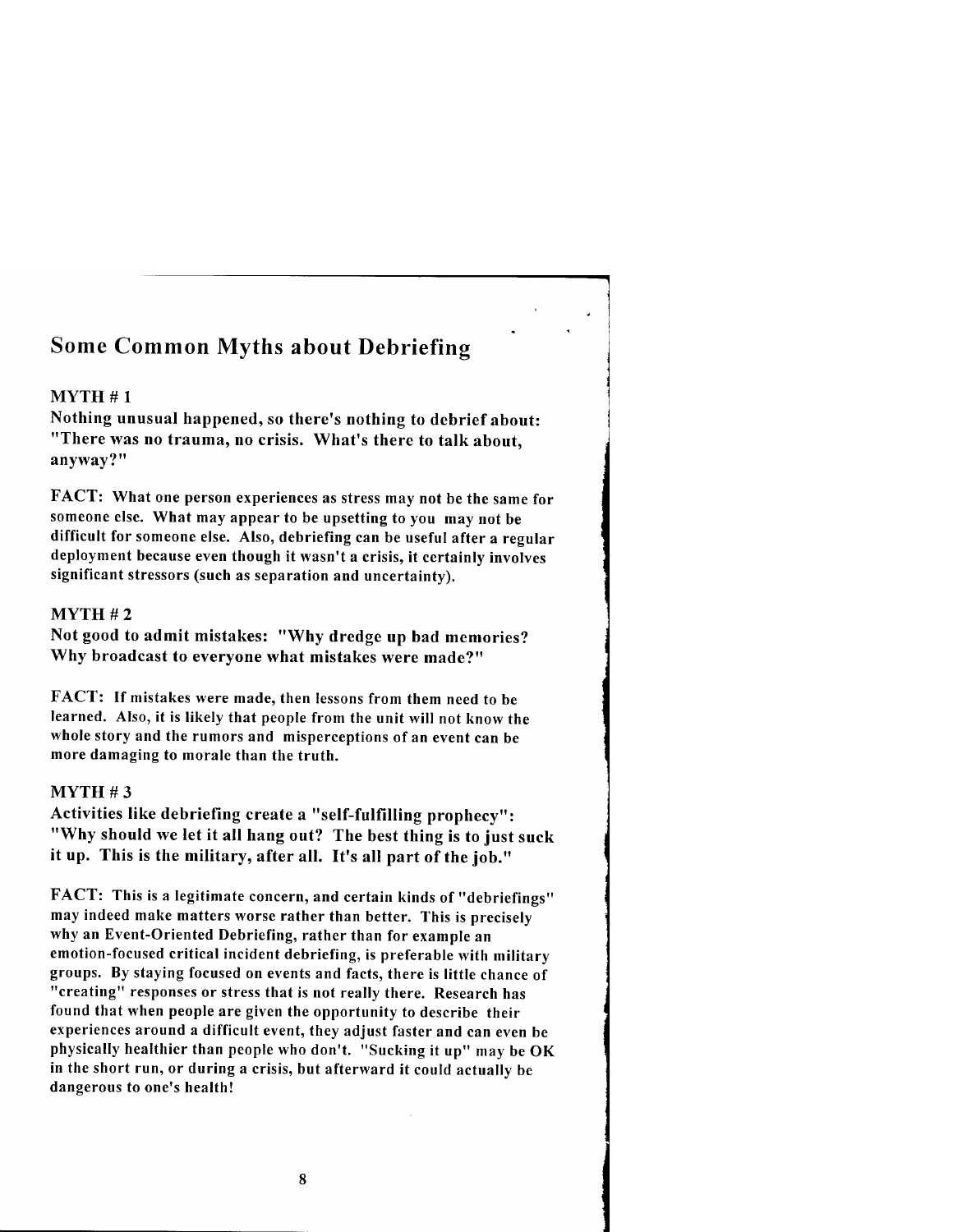## Some Common Myths about Debriefing

### MYTH # 1

**Nothing unusual happened, so there's nothing to debrief about: "There was no trauma, no crisis. What's there to talk about, anyway?"**

**FACT:** What one person experiences as stress may not be the same for someone else. What may appear to be upsetting to you may not be difficult for someone else. Also, debriefing can be useful after a regular deployment because even though it wasn't a crisis, it certainly involves significant stressors (such as separation and uncertainty).

### MYTH # 2

**Not good to admit mistakes: "Why dredge up bad memories? Why broadcast to everyone what mistakes were made?"**

**FACT:** If mistakes were made, then lessons from them need to be learned. Also, it is likely that people from the unit will not know the whole story and the rumors and misperceptions of an event can be more damaging to morale than the truth.

### MYTH # 3

**Activities like debriefing create a "self-fulfilling prophecy": "Why should we let it all hang out? The best thing is to just suck it up. This is the military, after all. It's all part of the job."**

**FACT:** This is a legitimate concern, and certain kinds of "debriefings" may indeed make matters worse rather than better. This is precisely why an Event-Oriented Debriefing, rather than for example an emotion-focused critical incident debriefing, is preferable with military groups. By staying focused on events and facts, there is little chance of "creating" responses or stress that is not really there. Research has found that when people are given the opportunity to describe their experiences around a difficult event, they adjust faster and can even be physically healthier than people who don't. "Sucking it up" may be OK in the short run, or during a crisis, but afterward it could actually be dangerous to one's health!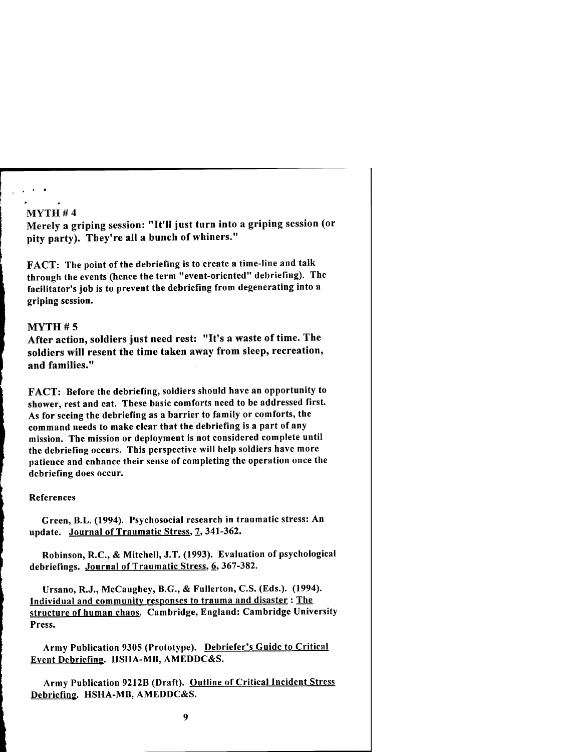## MYTH # 4

**Merely a griping session: "It'll just turn into a griping session (or pity party). They're all a bunch of whiners."**

**FACT:** The point of the debriefing is to create a time-line and talk through the events (hence the term "event-oriented" debriefing). The facilitator's job is to prevent the debriefing from degenerating into a griping session.

## MYTH # 5

**After action, soldiers just need rest: "It's a waste of time. The soldiers will resent the time taken away from sleep, recreation, and families."**

**FACT:** Before the debriefing, soldiers should have an opportunity to shower, rest and eat. These basic comforts need to be addressed first. As for seeing the debriefing as a barrier to family or comforts, the command needs to make clear that the debriefing is a part of any mission. The mission or deployment is not considered complete until the debriefing occurs. This perspective will help soldiers have more patience and enhance their sense of completing the operation once the debriefing does occur.

### References

Green, B.L. (1994). Psychosocial research in traumatic stress: An update. Journal of Traumatic Stress, 7, 341-362.

Robinson, R.C., & Mitchell, J.T. (1993). Evaluation of psychological debriefings. Journal of Traumatic Stress, 6, 367-382.

Ursano, R.J., McCaughey, B.G., & Fullerton, C.S. (Eds.). (1994). Individual and community responses to trauma and disaster : The structure of human chaos. Cambridge, England: Cambridge University Press.

Army Publication 9305 (Prototype). Debriefer's Guide to Critical Event Debriefing. HSHA-MB, AMEDDC&S.

Army Publication 9212B (Draft). Outline of Critical Incident Stress Debriefing. HSHA-MB, AMEDDC&S.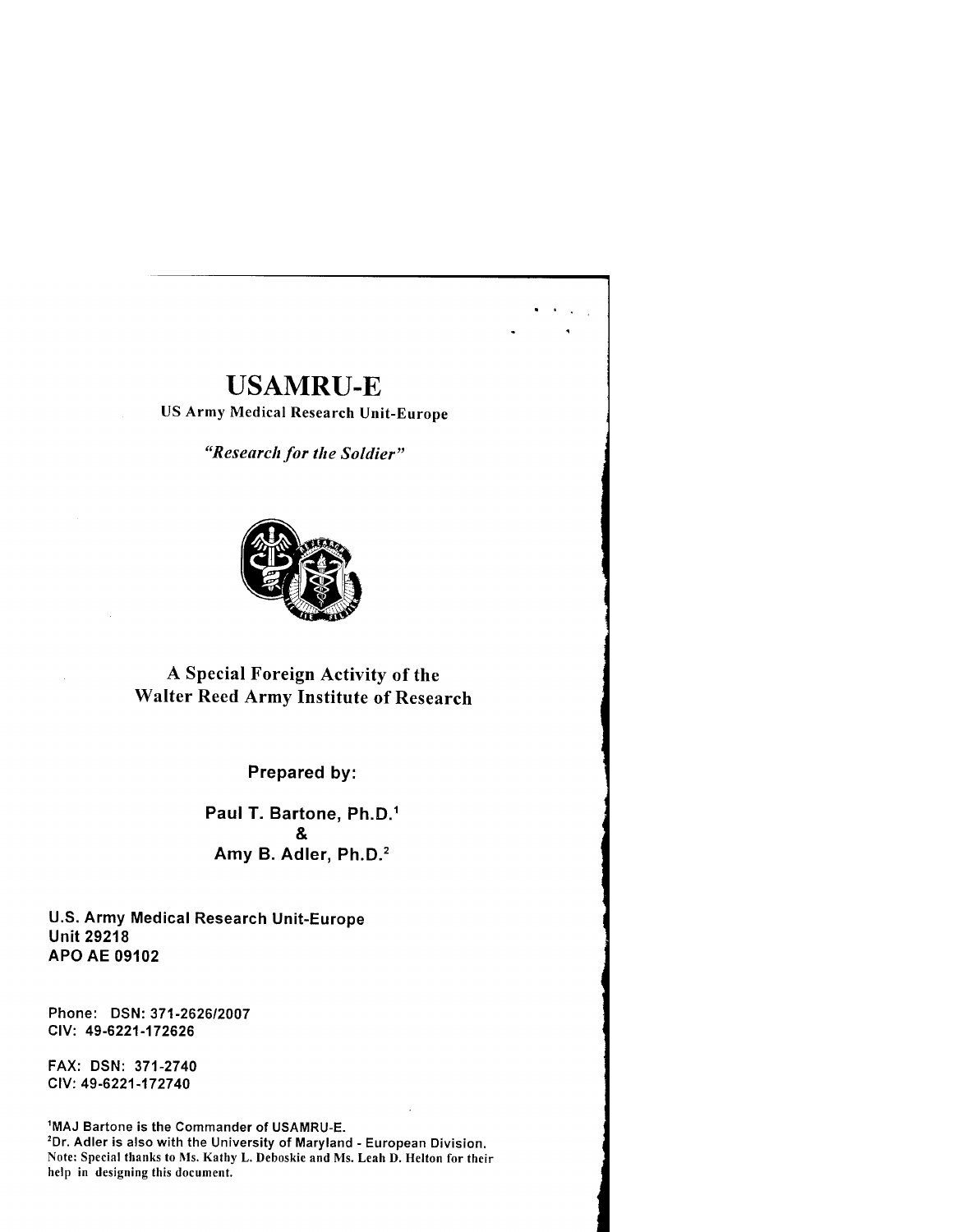# USAMRU-E

US Army Medical Research Unit-Europe

*"Research for the Soldier"*

## A Special Foreign Activity of the Walter Reed Army Institute of Research

**Prepared by:**

**Paul T. Bartone, Ph.D.[1]**
**&**
**Amy B. Adler, Ph.D.[2]**

**U.S. Army Medical Research Unit-Europe**
**Unit 29218**
**APO AE 09102**

Phone: DSN: 371-2626/2007
CIV: 49-6221-172626

FAX: DSN: 371-2740
CIV: 49-6221-172740

[1]MAJ Bartone is the Commander of USAMRU-E.
[2]Dr. Adler is also with the University of Maryland - European Division.
Note: Special thanks to Ms. Kathy L. Deboskie and Ms. Leah D. Helton for their help in designing this document.